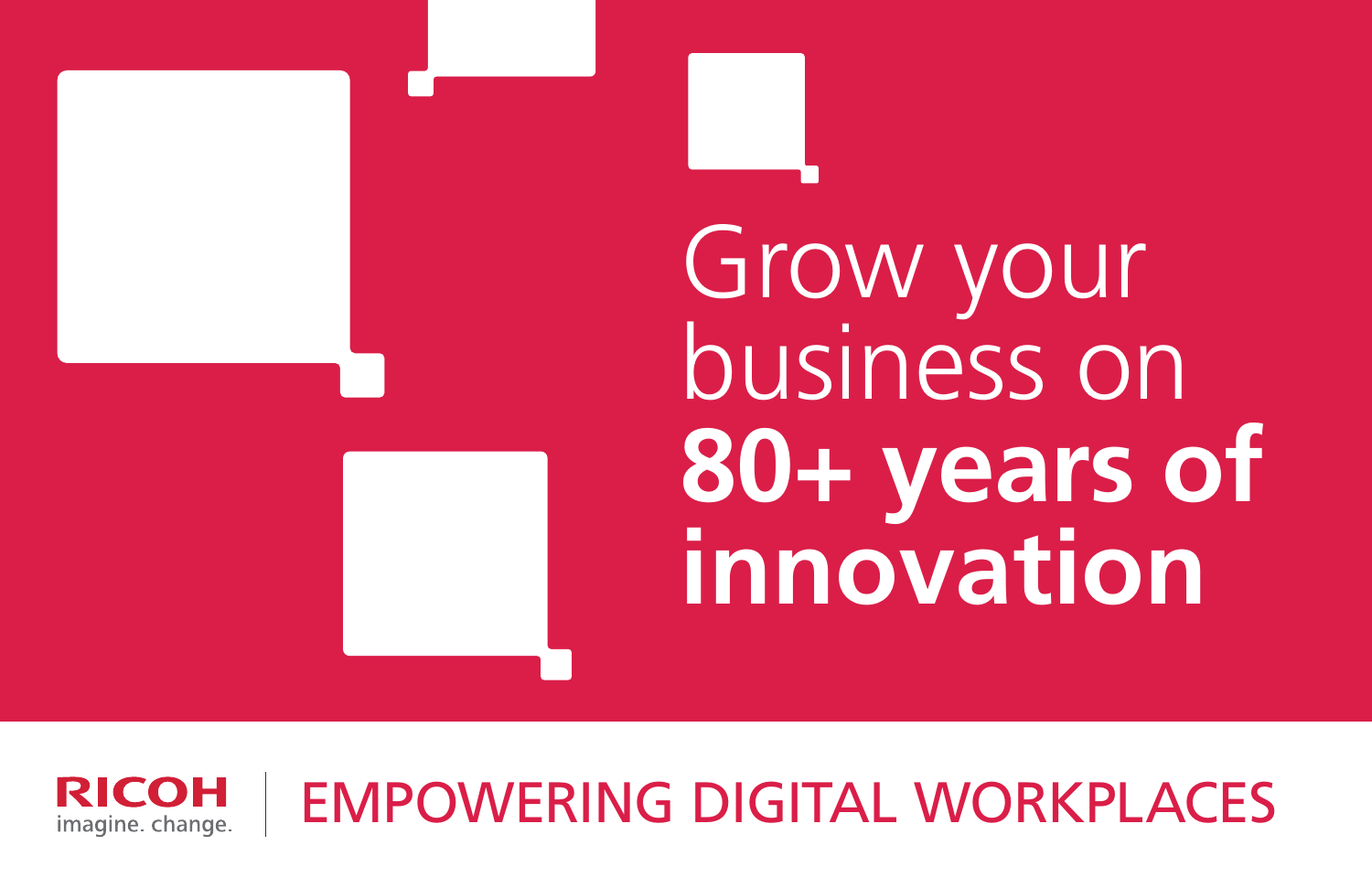# Grow your business on **80+ years of innovation**

RICOH
imagine. change.

EMPOWERING DIGITAL WORKPLACES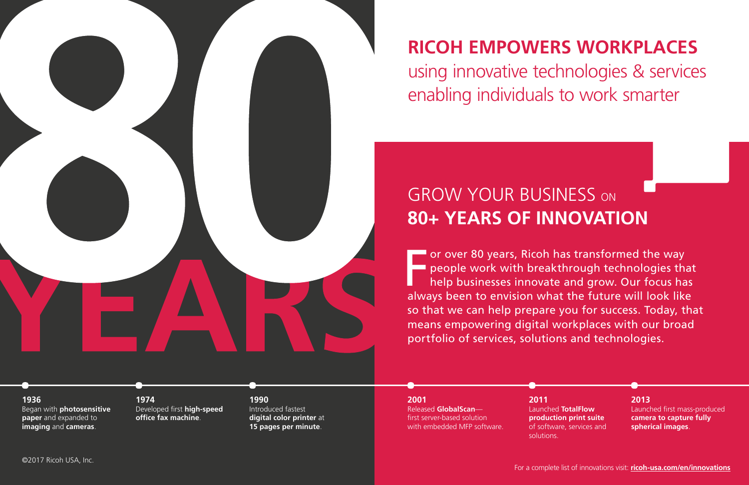# 80 YEARS

## RICOH EMPOWERS WORKPLACES

using innovative technologies & services enabling individuals to work smarter

## GROW YOUR BUSINESS ON **80+ YEARS OF INNOVATION**

For over 80 years, Ricoh has transformed the way people work with breakthrough technologies that help businesses innovate and grow. Our focus has always been to envision what the future will look like so that we can help prepare you for success. Today, that means empowering digital workplaces with our broad portfolio of services, solutions and technologies.

**1936**
Began with **photosensitive paper** and expanded to **imaging** and **cameras**.

**1974**
Developed first **high-speed office fax machine**.

**1990**
Introduced fastest **digital color printer** at **15 pages per minute**.

**2001**
Released **GlobalScan**—first server-based solution with embedded MFP software.

**2011**
Launched **TotalFlow production print suite** of software, services and solutions.

**2013**
Launched first mass-produced **camera to capture fully spherical images**.

©2017 Ricoh USA, Inc.

For a complete list of innovations visit: **ricoh-usa.com/en/innovations**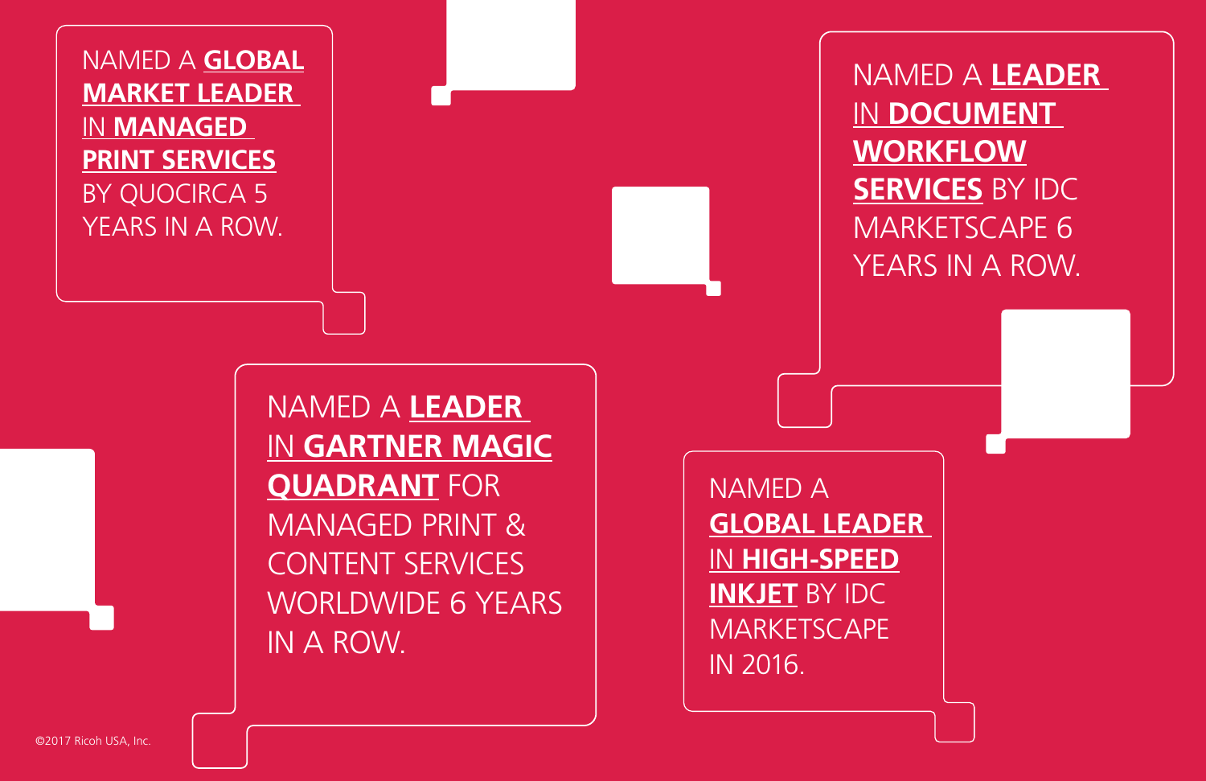NAMED A **GLOBAL MARKET LEADER** IN **MANAGED PRINT SERVICES** BY QUOCIRCA 5 YEARS IN A ROW.

NAMED A **LEADER** IN **DOCUMENT WORKFLOW SERVICES** BY IDC MARKETSCAPE 6 YEARS IN A ROW.

NAMED A **LEADER** IN **GARTNER MAGIC QUADRANT** FOR MANAGED PRINT & CONTENT SERVICES WORLDWIDE 6 YEARS IN A ROW.

NAMED A **GLOBAL LEADER** IN **HIGH-SPEED INKJET** BY IDC MARKETSCAPE IN 2016.

©2017 Ricoh USA, Inc.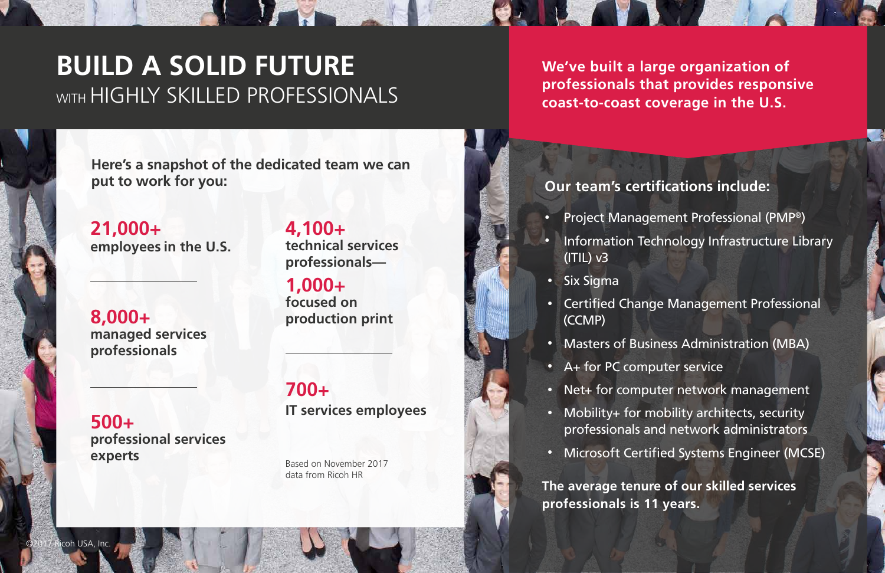# BUILD A SOLID FUTURE
## WITH HIGHLY SKILLED PROFESSIONALS

**We've built a large organization of professionals that provides responsive coast-to-coast coverage in the U.S.**

**Here's a snapshot of the dedicated team we can put to work for you:**

**21,000+**
**employees in the U.S.**

**8,000+**
**managed services professionals**

**500+**
**professional services experts**

**4,100+**
**technical services professionals—**

**1,000+**
**focused on production print**

**700+**
**IT services employees**

Based on November 2017 data from Ricoh HR

**Our team's certifications include:**

- Project Management Professional (PMP®)
- Information Technology Infrastructure Library (ITIL) v3
- Six Sigma
- Certified Change Management Professional (CCMP)
- Masters of Business Administration (MBA)
- A+ for PC computer service
- Net+ for computer network management
- Mobility+ for mobility architects, security professionals and network administrators
- Microsoft Certified Systems Engineer (MCSE)

**The average tenure of our skilled services professionals is 11 years.**

©2017 Ricoh USA, Inc.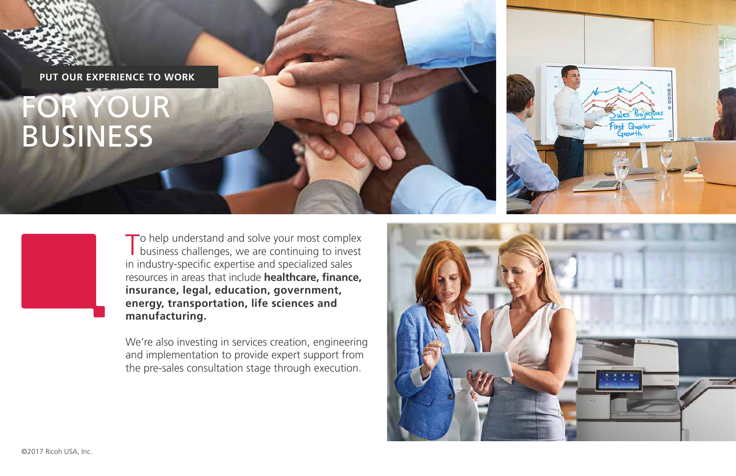PUT OUR EXPERIENCE TO WORK

# FOR YOUR BUSINESS

To help understand and solve your most complex business challenges, we are continuing to invest in industry-specific expertise and specialized sales resources in areas that include **healthcare, finance, insurance, legal, education, government, energy, transportation, life sciences and manufacturing.**

We're also investing in services creation, engineering and implementation to provide expert support from the pre-sales consultation stage through execution.

©2017 Ricoh USA, Inc.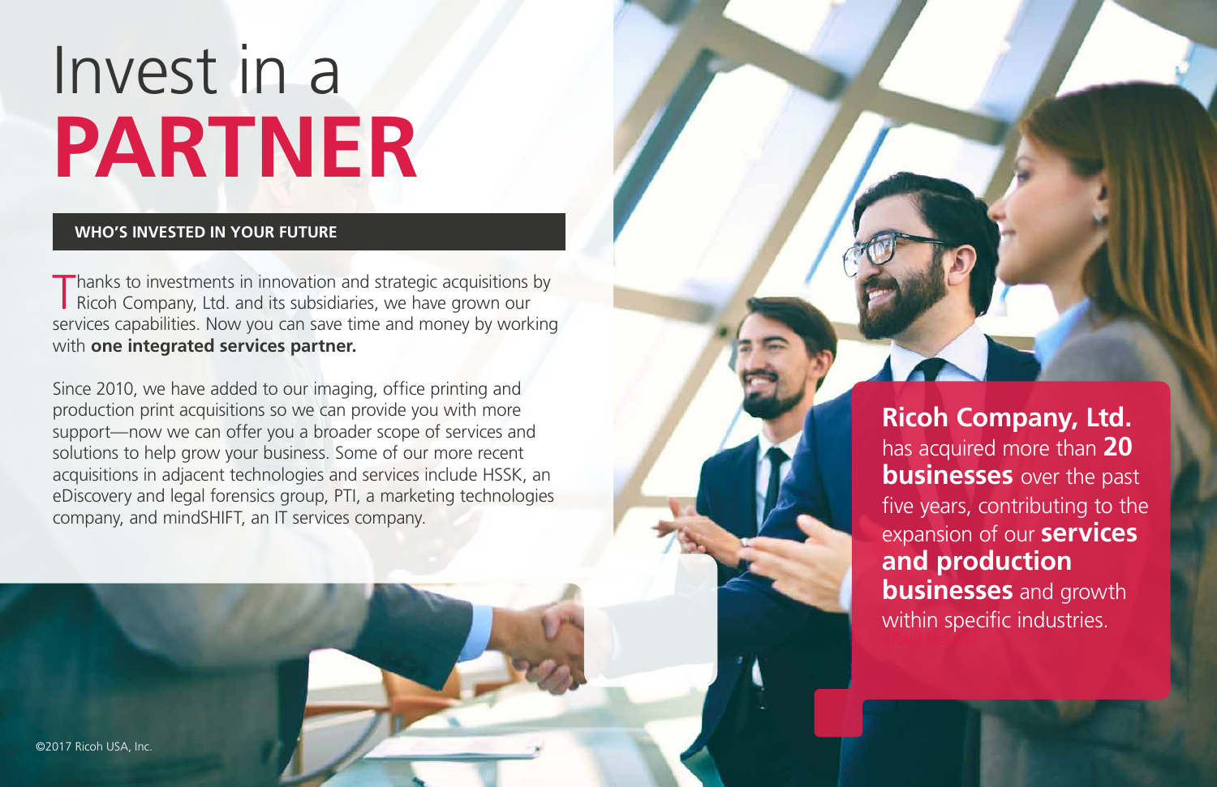# Invest in a PARTNER

## WHO'S INVESTED IN YOUR FUTURE

Thanks to investments in innovation and strategic acquisitions by Ricoh Company, Ltd. and its subsidiaries, we have grown our services capabilities. Now you can save time and money by working with **one integrated services partner.**

Since 2010, we have added to our imaging, office printing and production print acquisitions so we can provide you with more support—now we can offer you a broader scope of services and solutions to help grow your business. Some of our more recent acquisitions in adjacent technologies and services include HSSK, an eDiscovery and legal forensics group, PTI, a marketing technologies company, and mindSHIFT, an IT services company.

**Ricoh Company, Ltd.** has acquired more than **20 businesses** over the past five years, contributing to the expansion of our **services and production businesses** and growth within specific industries.

©2017 Ricoh USA, Inc.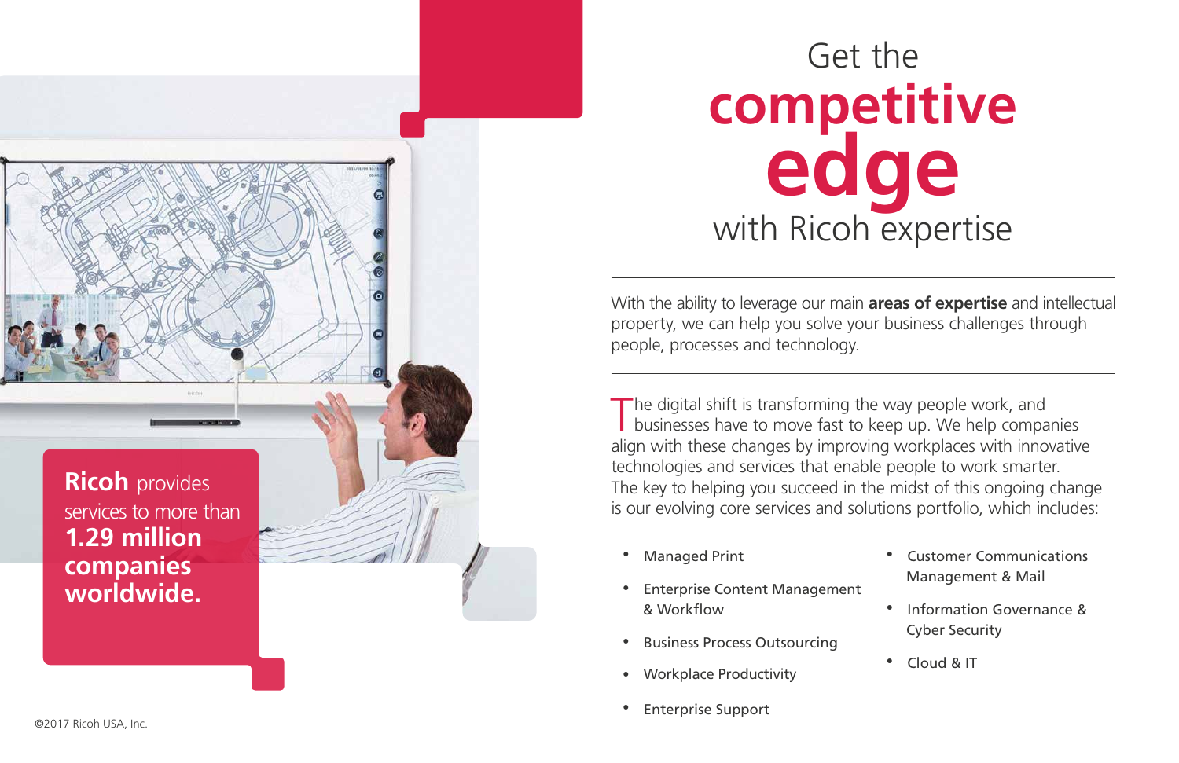# Get the **competitive edge** with Ricoh expertise

With the ability to leverage our main **areas of expertise** and intellectual property, we can help you solve your business challenges through people, processes and technology.

The digital shift is transforming the way people work, and businesses have to move fast to keep up. We help companies align with these changes by improving workplaces with innovative technologies and services that enable people to work smarter. The key to helping you succeed in the midst of this ongoing change is our evolving core services and solutions portfolio, which includes:

- Managed Print
- Enterprise Content Management & Workflow
- Business Process Outsourcing
- Workplace Productivity
- Enterprise Support
- Customer Communications Management & Mail
- Information Governance & Cyber Security
- Cloud & IT

**Ricoh** provides services to more than **1.29 million companies worldwide.**

©2017 Ricoh USA, Inc.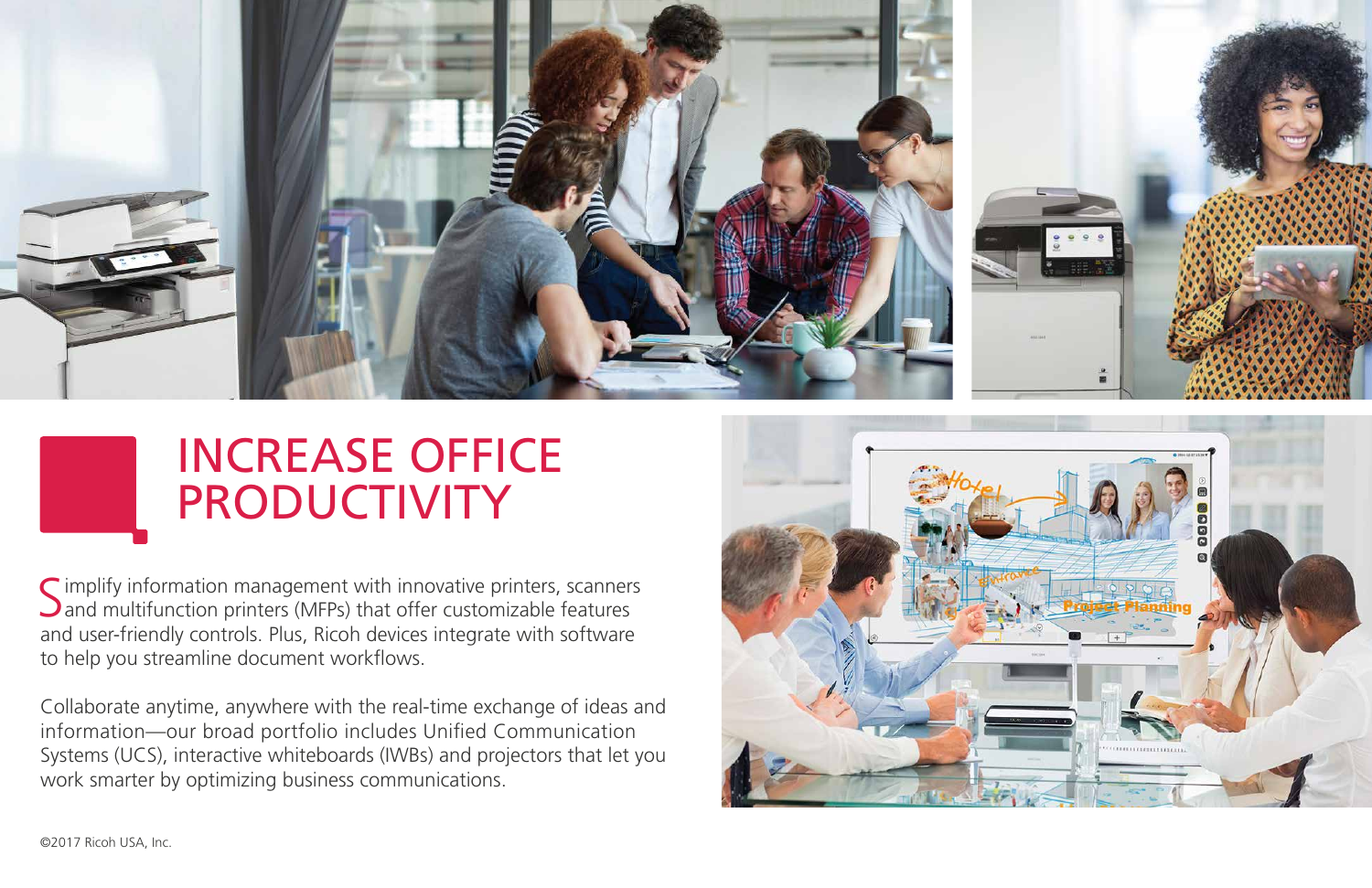# INCREASE OFFICE PRODUCTIVITY

Simplify information management with innovative printers, scanners and multifunction printers (MFPs) that offer customizable features and user-friendly controls. Plus, Ricoh devices integrate with software to help you streamline document workflows.

Collaborate anytime, anywhere with the real-time exchange of ideas and information—our broad portfolio includes Unified Communication Systems (UCS), interactive whiteboards (IWBs) and projectors that let you work smarter by optimizing business communications.

©2017 Ricoh USA, Inc.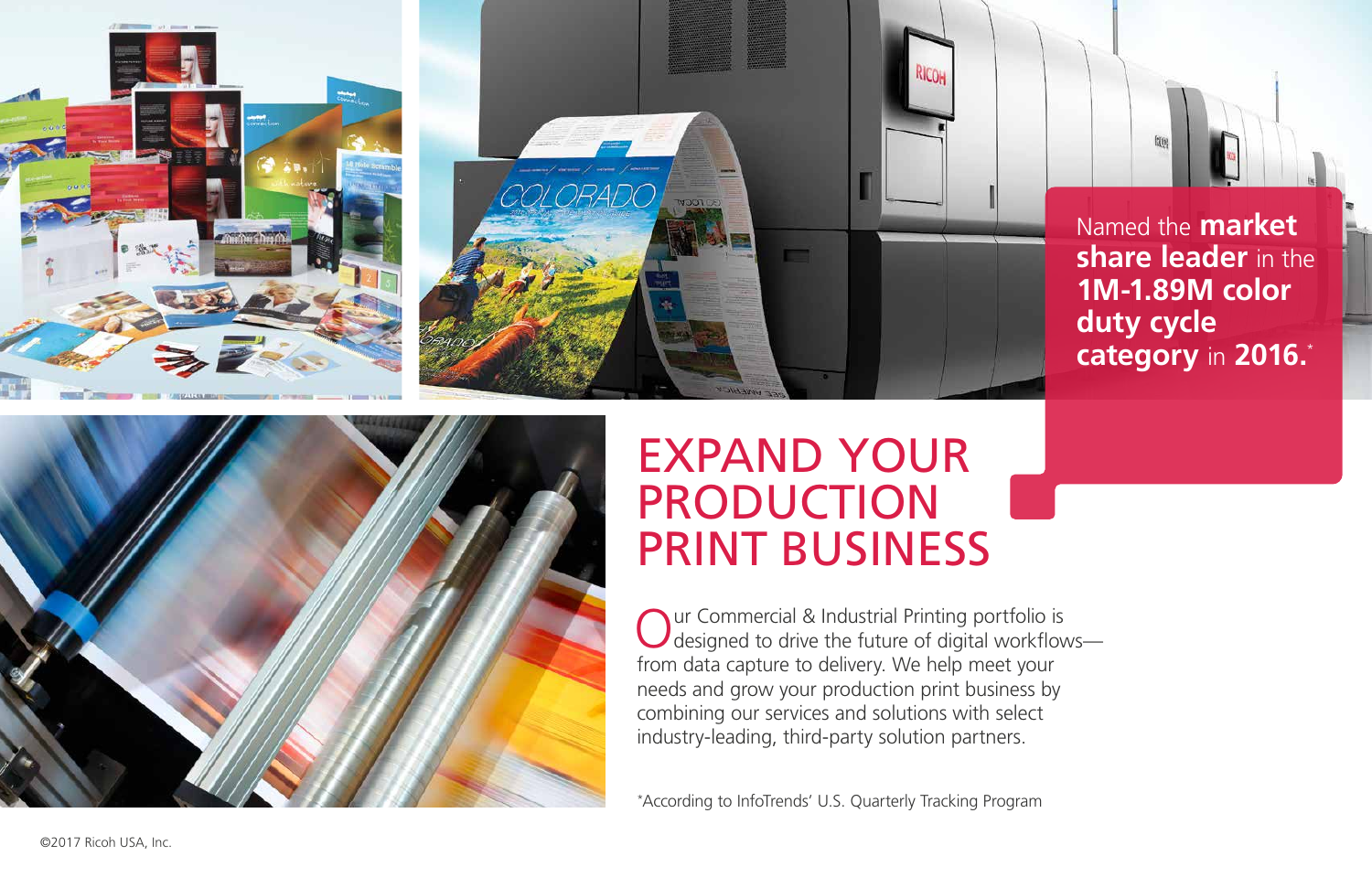Named the **market share leader** in the **1M-1.89M color duty cycle category** in **2016.***

# EXPAND YOUR PRODUCTION PRINT BUSINESS

Our Commercial & Industrial Printing portfolio is designed to drive the future of digital workflows—from data capture to delivery. We help meet your needs and grow your production print business by combining our services and solutions with select industry-leading, third-party solution partners.

*According to InfoTrends' U.S. Quarterly Tracking Program

©2017 Ricoh USA, Inc.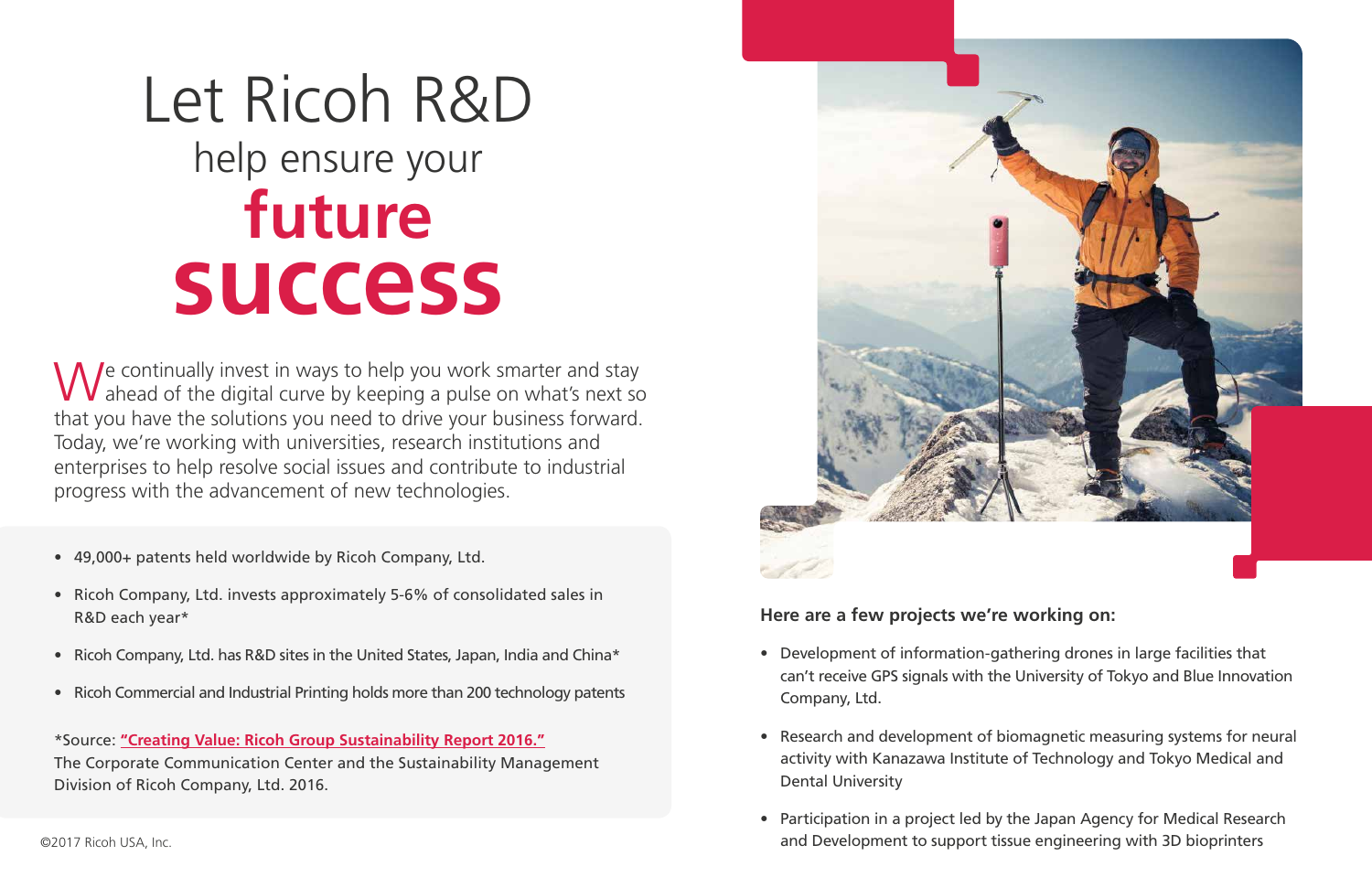# Let Ricoh R&D help ensure your **future success**

We continually invest in ways to help you work smarter and stay ahead of the digital curve by keeping a pulse on what's next so that you have the solutions you need to drive your business forward. Today, we're working with universities, research institutions and enterprises to help resolve social issues and contribute to industrial progress with the advancement of new technologies.

- 49,000+ patents held worldwide by Ricoh Company, Ltd.
- Ricoh Company, Ltd. invests approximately 5-6% of consolidated sales in R&D each year*
- Ricoh Company, Ltd. has R&D sites in the United States, Japan, India and China*
- Ricoh Commercial and Industrial Printing holds more than 200 technology patents

*Source: **"Creating Value: Ricoh Group Sustainability Report 2016."** The Corporate Communication Center and the Sustainability Management Division of Ricoh Company, Ltd. 2016.

**Here are a few projects we're working on:**

- Development of information-gathering drones in large facilities that can't receive GPS signals with the University of Tokyo and Blue Innovation Company, Ltd.
- Research and development of biomagnetic measuring systems for neural activity with Kanazawa Institute of Technology and Tokyo Medical and Dental University
- Participation in a project led by the Japan Agency for Medical Research and Development to support tissue engineering with 3D bioprinters

©2017 Ricoh USA, Inc.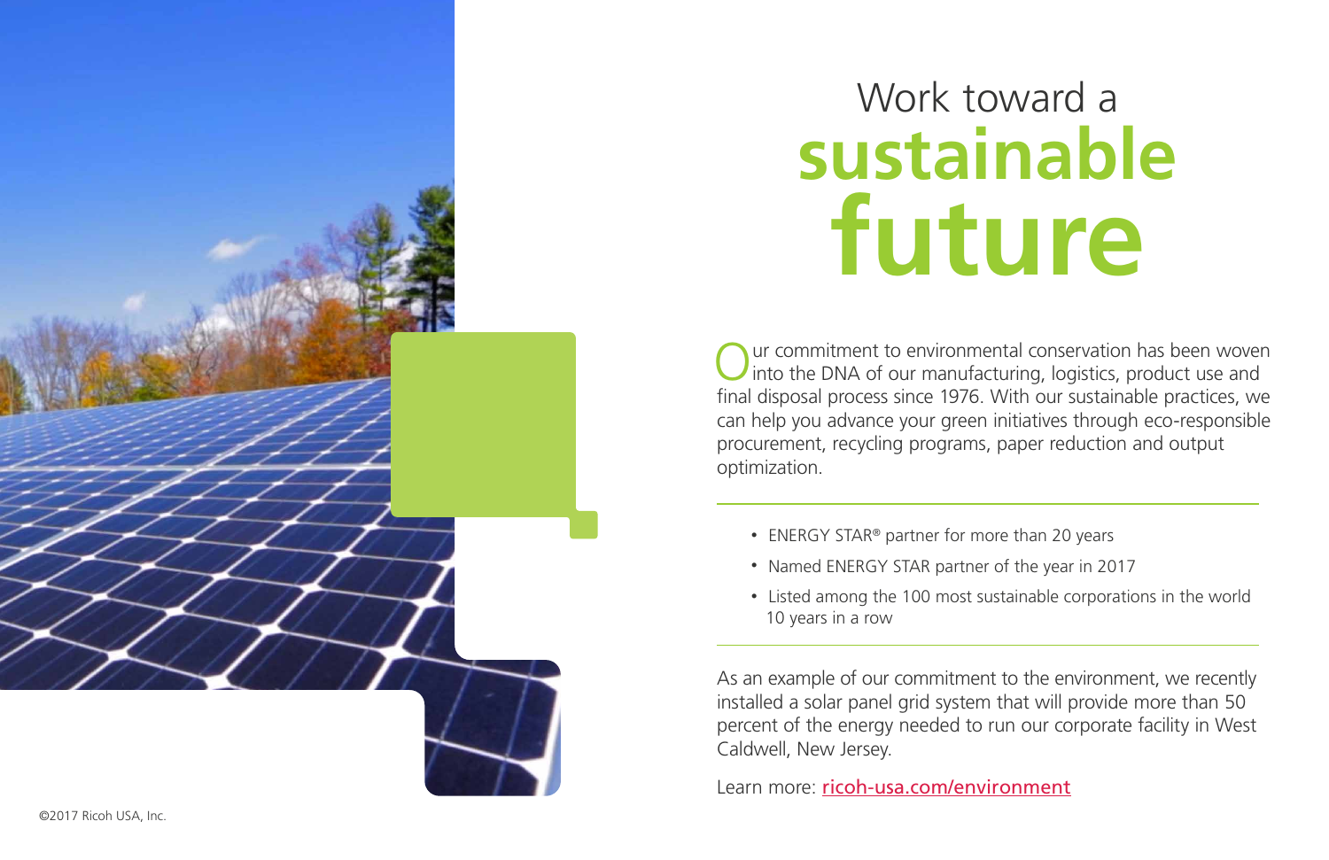# Work toward a **sustainable future**

Our commitment to environmental conservation has been woven into the DNA of our manufacturing, logistics, product use and final disposal process since 1976. With our sustainable practices, we can help you advance your green initiatives through eco-responsible procurement, recycling programs, paper reduction and output optimization.

- ENERGY STAR® partner for more than 20 years
- Named ENERGY STAR partner of the year in 2017
- Listed among the 100 most sustainable corporations in the world 10 years in a row

As an example of our commitment to the environment, we recently installed a solar panel grid system that will provide more than 50 percent of the energy needed to run our corporate facility in West Caldwell, New Jersey.

Learn more: [ricoh-usa.com/environment](ricoh-usa.com/environment)

©2017 Ricoh USA, Inc.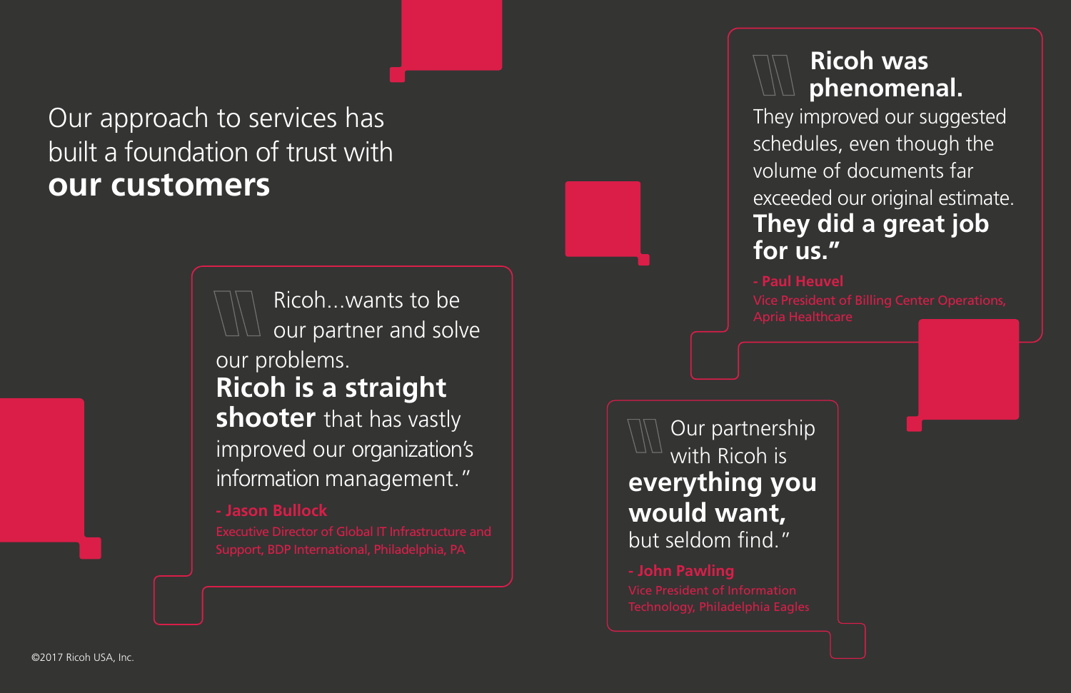Our approach to services has built a foundation of trust with **our customers**

> Ricoh...wants to be our partner and solve our problems. **Ricoh is a straight shooter** that has vastly improved our organization's information management."
>
> **- Jason Bullock**
> Executive Director of Global IT Infrastructure and Support, BDP International, Philadelphia, PA

> **Ricoh was phenomenal.** They improved our suggested schedules, even though the volume of documents far exceeded our original estimate. **They did a great job for us."**
>
> **- Paul Heuvel**
> Vice President of Billing Center Operations, Apria Healthcare

> Our partnership with Ricoh is **everything you would want,** but seldom find."
>
> **- John Pawling**
> Vice President of Information Technology, Philadelphia Eagles

©2017 Ricoh USA, Inc.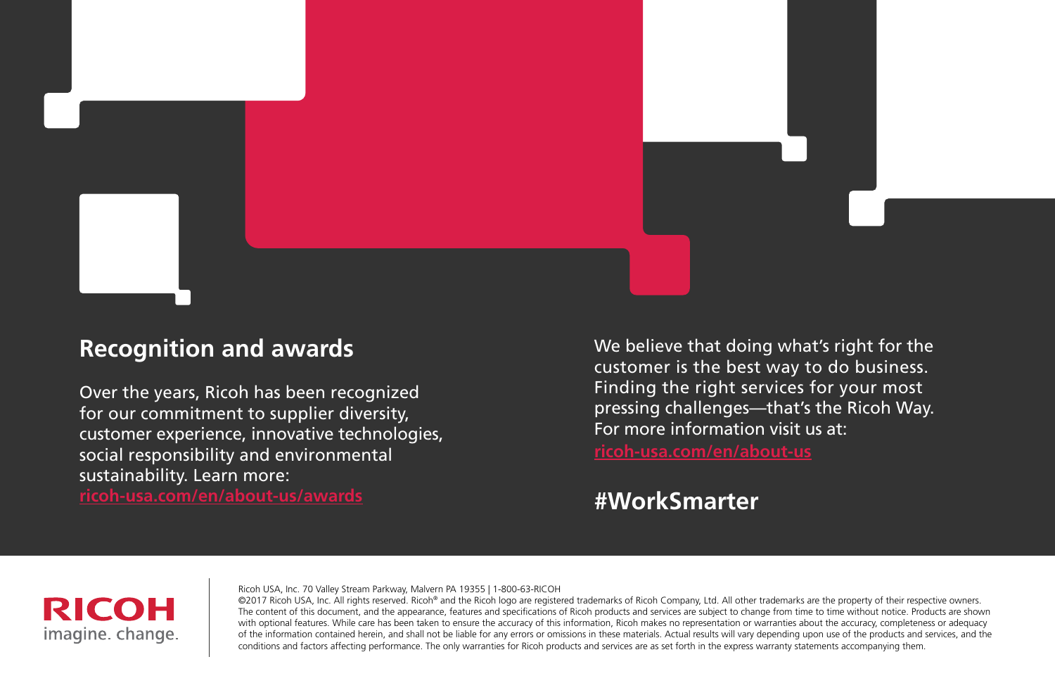## Recognition and awards

Over the years, Ricoh has been recognized for our commitment to supplier diversity, customer experience, innovative technologies, social responsibility and environmental sustainability. Learn more: ricoh-usa.com/en/about-us/awards

We believe that doing what's right for the customer is the best way to do business. Finding the right services for your most pressing challenges—that's the Ricoh Way. For more information visit us at: ricoh-usa.com/en/about-us

## #WorkSmarter

RICOH
imagine. change.

Ricoh USA, Inc. 70 Valley Stream Parkway, Malvern PA 19355 | 1-800-63-RICOH

©2017 Ricoh USA, Inc. All rights reserved. Ricoh® and the Ricoh logo are registered trademarks of Ricoh Company, Ltd. All other trademarks are the property of their respective owners. The content of this document, and the appearance, features and specifications of Ricoh products and services are subject to change from time to time without notice. Products are shown with optional features. While care has been taken to ensure the accuracy of this information, Ricoh makes no representation or warranties about the accuracy, completeness or adequacy of the information contained herein, and shall not be liable for any errors or omissions in these materials. Actual results will vary depending upon use of the products and services, and the conditions and factors affecting performance. The only warranties for Ricoh products and services are as set forth in the express warranty statements accompanying them.